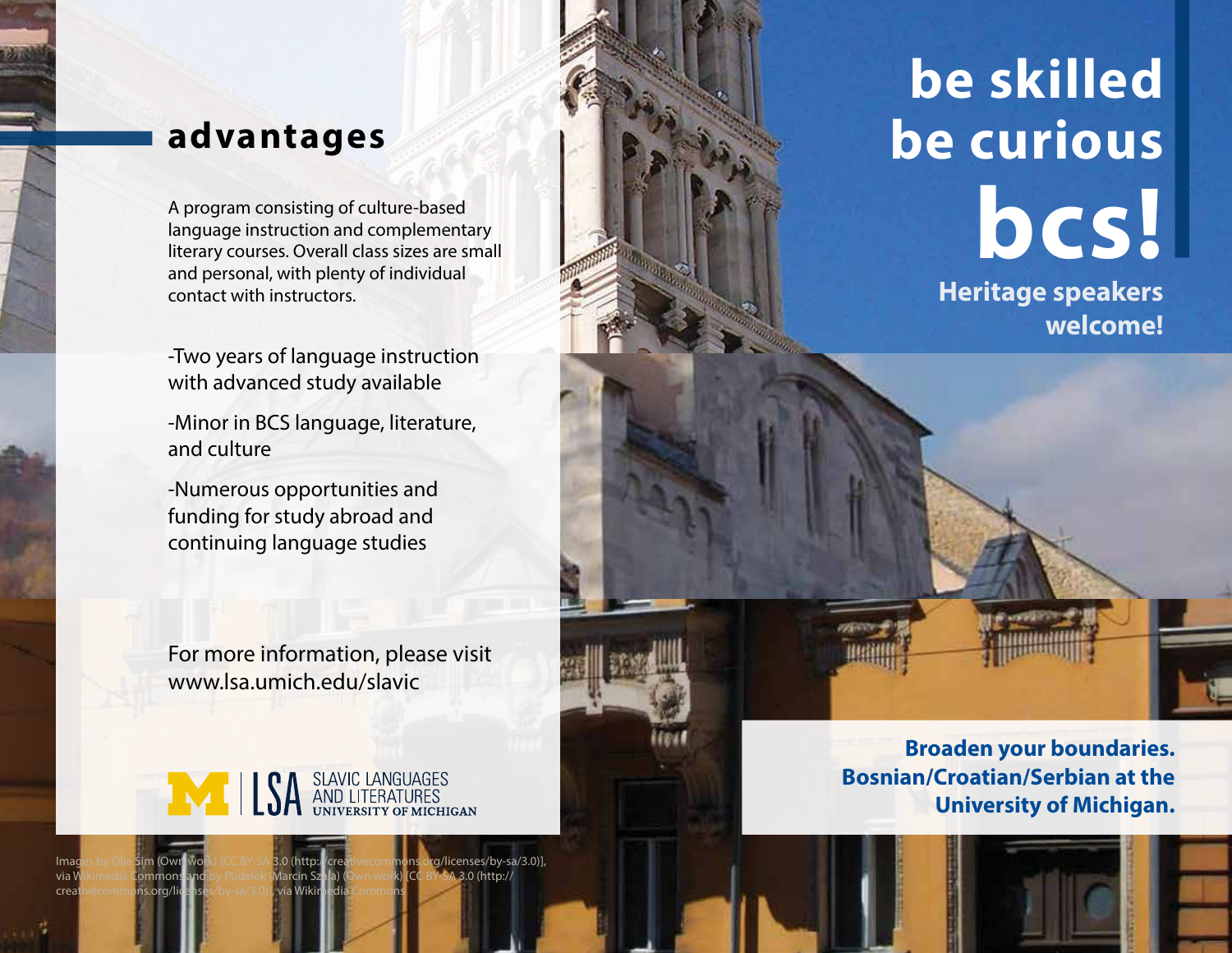# be skilled be curious bcs!

**Heritage speakers welcome!**

## advantages

A program consisting of culture-based language instruction and complementary literary courses. Overall class sizes are small and personal, with plenty of individual contact with instructors.

-Two years of language instruction with advanced study available

-Minor in BCS language, literature, and culture

-Numerous opportunities and funding for study abroad and continuing language studies

For more information, please visit www.lsa.umich.edu/slavic

M | LSA SLAVIC LANGUAGES AND LITERATURES UNIVERSITY OF MICHIGAN

**Broaden your boundaries. Bosnian/Croatian/Serbian at the University of Michigan.**

Images by Olja Sim (Own work) [CC BY-SA 3.0 (http://creativecommons.org/licenses/by-sa/3.0)], via Wikimedia Commons and by Pudelek (Marcin Szala) (Own work) [CC BY-SA 3.0 (http://creativecommons.org/licenses/by-sa/3.0)], via Wikimedia Commons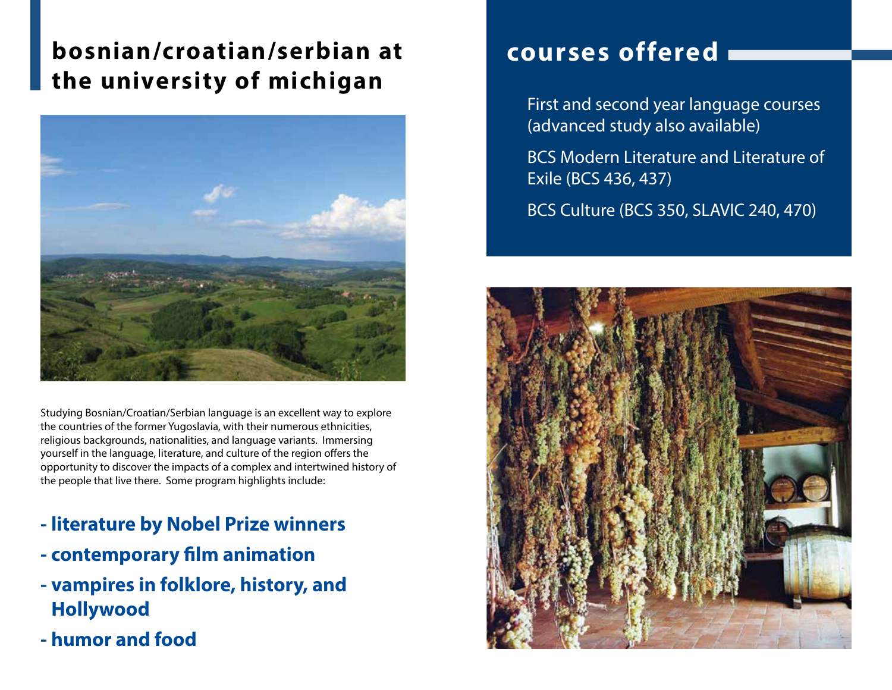# bosnian/croatian/serbian at the university of michigan

Studying Bosnian/Croatian/Serbian language is an excellent way to explore the countries of the former Yugoslavia, with their numerous ethnicities, religious backgrounds, nationalities, and language variants. Immersing yourself in the language, literature, and culture of the region offers the opportunity to discover the impacts of a complex and intertwined history of the people that live there. Some program highlights include:

- **literature by Nobel Prize winners**
- **contemporary film animation**
- **vampires in folklore, history, and Hollywood**
- **humor and food**

## courses offered

First and second year language courses (advanced study also available)

BCS Modern Literature and Literature of Exile (BCS 436, 437)

BCS Culture (BCS 350, SLAVIC 240, 470)